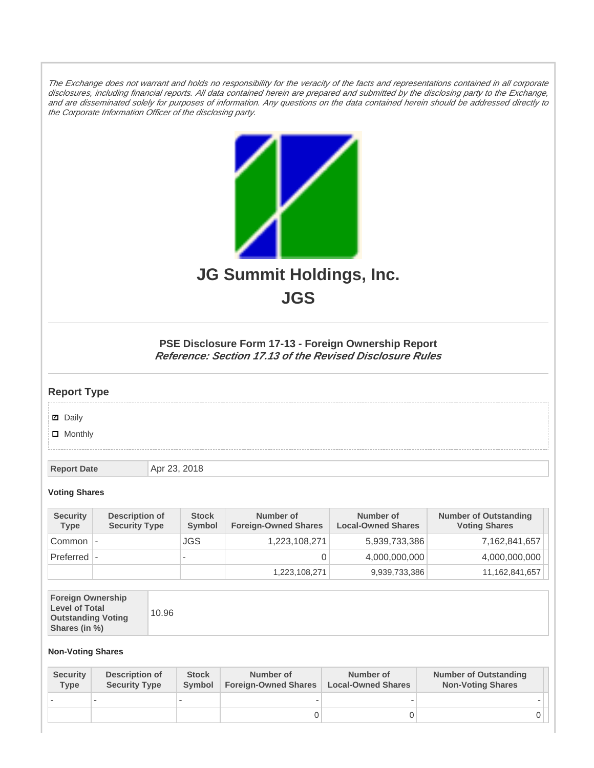*The Exchange does not warrant and holds no responsibility for the veracity of the facts and representations contained in all corporate disclosures, including financial reports. All data contained herein are prepared and submitted by the disclosing party to the Exchange, and are disseminated solely for purposes of information. Any questions on the data contained herein should be addressed directly to the Corporate Information Officer of the disclosing party.*

# JG Summit Holdings, Inc.
# JGS

### PSE Disclosure Form 17-13 - Foreign Ownership Report
***Reference: Section 17.13 of the Revised Disclosure Rules***

## Report Type

- [x] Daily
- [ ] Monthly

| Report Date | Apr 23, 2018 |
|---|---|

**Voting Shares**

| Security Type | Description of Security Type | Stock Symbol | Number of Foreign-Owned Shares | Number of Local-Owned Shares | Number of Outstanding Voting Shares |
|---|---|---|---|---|---|
| Common | - | JGS | 1,223,108,271 | 5,939,733,386 | 7,162,841,657 |
| Preferred | - | - | 0 | 4,000,000,000 | 4,000,000,000 |
| | | | 1,223,108,271 | 9,939,733,386 | 11,162,841,657 |

| Foreign Ownership Level of Total Outstanding Voting Shares (in %) | 10.96 |
|---|---|

**Non-Voting Shares**

| Security Type | Description of Security Type | Stock Symbol | Number of Foreign-Owned Shares | Number of Local-Owned Shares | Number of Outstanding Non-Voting Shares |
|---|---|---|---|---|---|
| - | - | - | - | - | - |
| | | | 0 | 0 | 0 |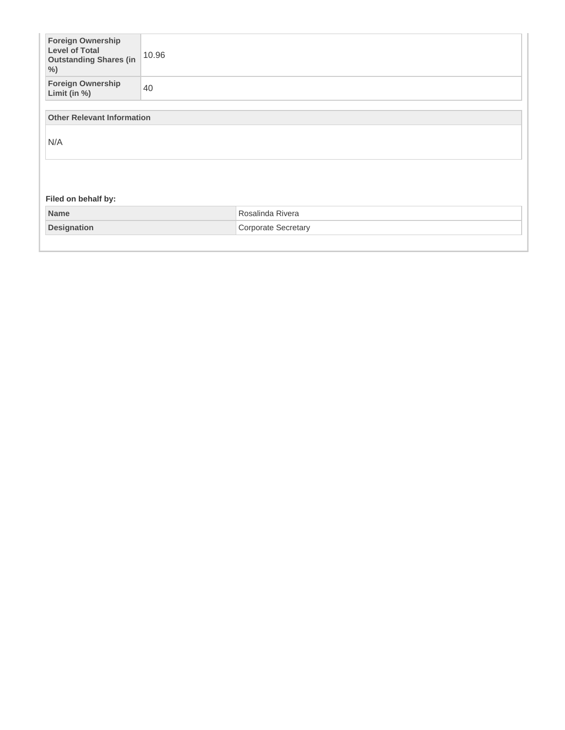| | |
|---|---|
| **Foreign Ownership Level of Total Outstanding Shares (in %)** | 10.96 |
| **Foreign Ownership Limit (in %)** | 40 |

| Other Relevant Information |
|---|
| N/A |

**Filed on behalf by:**

| | |
|---|---|
| **Name** | Rosalinda Rivera |
| **Designation** | Corporate Secretary |